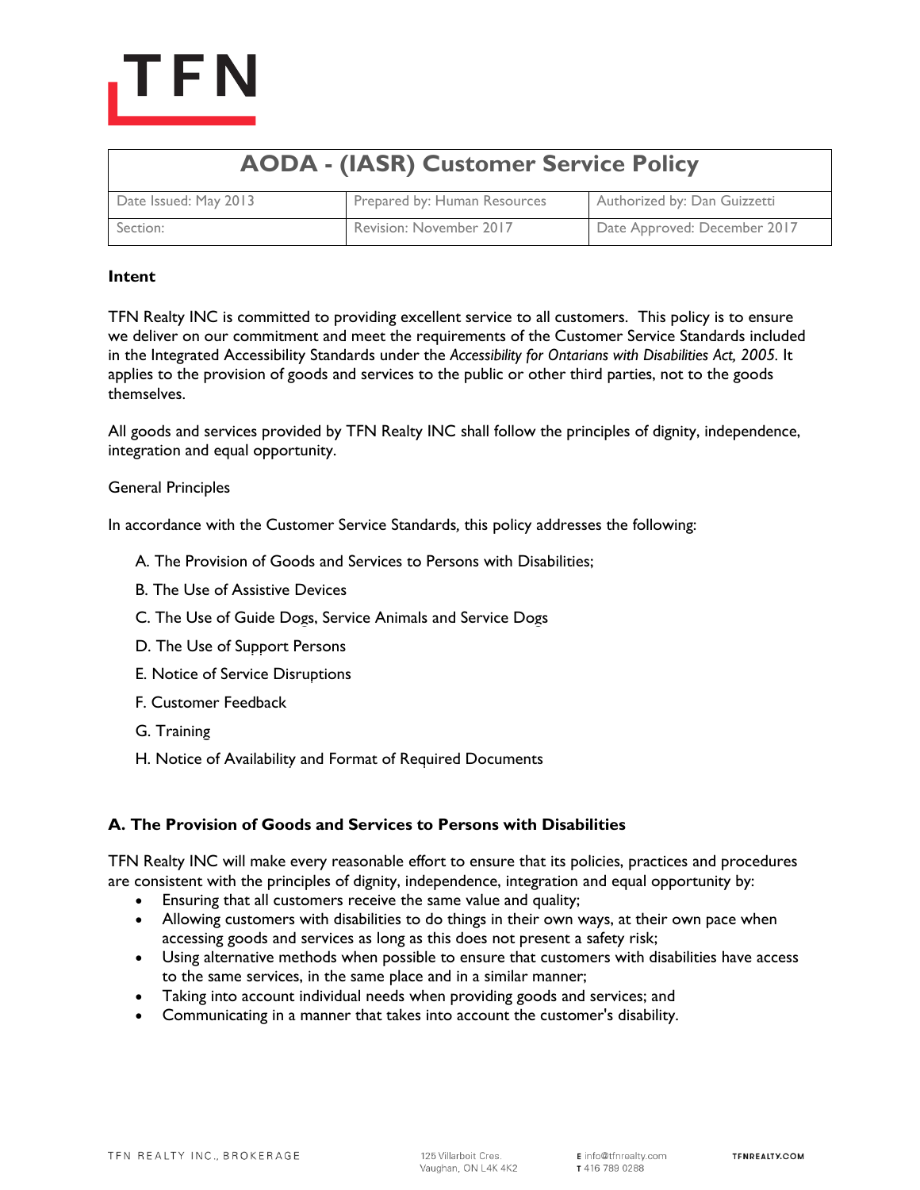# AODA - (IASR) Customer Service Policy

| Date Issued: May 2013 | Prepared by: Human Resources | Authorized by: Dan Guizzetti |
|---|---|---|
| Section: | Revision: November 2017 | Date Approved: December 2017 |

**Intent**

TFN Realty INC is committed to providing excellent service to all customers. This policy is to ensure we deliver on our commitment and meet the requirements of the Customer Service Standards included in the Integrated Accessibility Standards under the *Accessibility for Ontarians with Disabilities Act, 2005*. It applies to the provision of goods and services to the public or other third parties, not to the goods themselves.

All goods and services provided by TFN Realty INC shall follow the principles of dignity, independence, integration and equal opportunity.

General Principles

In accordance with the Customer Service Standards, this policy addresses the following:

A. The Provision of Goods and Services to Persons with Disabilities;

B. The Use of Assistive Devices

C. The Use of Guide Dogs, Service Animals and Service Dogs

D. The Use of Support Persons

E. Notice of Service Disruptions

F. Customer Feedback

G. Training

H. Notice of Availability and Format of Required Documents

**A. The Provision of Goods and Services to Persons with Disabilities**

TFN Realty INC will make every reasonable effort to ensure that its policies, practices and procedures are consistent with the principles of dignity, independence, integration and equal opportunity by:

- Ensuring that all customers receive the same value and quality;
- Allowing customers with disabilities to do things in their own ways, at their own pace when accessing goods and services as long as this does not present a safety risk;
- Using alternative methods when possible to ensure that customers with disabilities have access to the same services, in the same place and in a similar manner;
- Taking into account individual needs when providing goods and services; and
- Communicating in a manner that takes into account the customer's disability.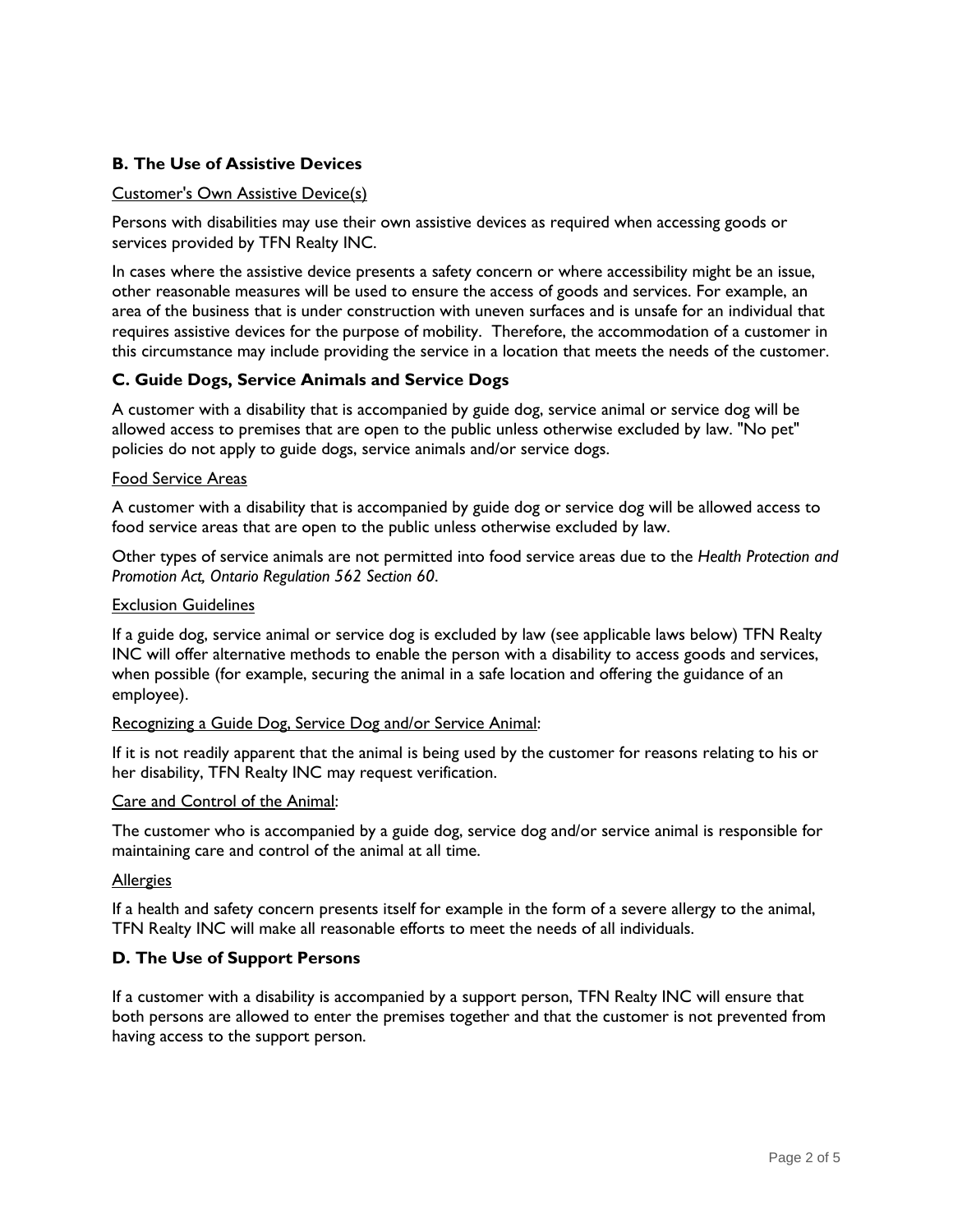### B. The Use of Assistive Devices

Customer's Own Assistive Device(s)

Persons with disabilities may use their own assistive devices as required when accessing goods or services provided by TFN Realty INC.

In cases where the assistive device presents a safety concern or where accessibility might be an issue, other reasonable measures will be used to ensure the access of goods and services. For example, an area of the business that is under construction with uneven surfaces and is unsafe for an individual that requires assistive devices for the purpose of mobility. Therefore, the accommodation of a customer in this circumstance may include providing the service in a location that meets the needs of the customer.

### C. Guide Dogs, Service Animals and Service Dogs

A customer with a disability that is accompanied by guide dog, service animal or service dog will be allowed access to premises that are open to the public unless otherwise excluded by law. "No pet" policies do not apply to guide dogs, service animals and/or service dogs.

Food Service Areas

A customer with a disability that is accompanied by guide dog or service dog will be allowed access to food service areas that are open to the public unless otherwise excluded by law.

Other types of service animals are not permitted into food service areas due to the *Health Protection and Promotion Act, Ontario Regulation 562 Section 60*.

Exclusion Guidelines

If a guide dog, service animal or service dog is excluded by law (see applicable laws below) TFN Realty INC will offer alternative methods to enable the person with a disability to access goods and services, when possible (for example, securing the animal in a safe location and offering the guidance of an employee).

Recognizing a Guide Dog, Service Dog and/or Service Animal:

If it is not readily apparent that the animal is being used by the customer for reasons relating to his or her disability, TFN Realty INC may request verification.

Care and Control of the Animal:

The customer who is accompanied by a guide dog, service dog and/or service animal is responsible for maintaining care and control of the animal at all time.

Allergies

If a health and safety concern presents itself for example in the form of a severe allergy to the animal, TFN Realty INC will make all reasonable efforts to meet the needs of all individuals.

### D. The Use of Support Persons

If a customer with a disability is accompanied by a support person, TFN Realty INC will ensure that both persons are allowed to enter the premises together and that the customer is not prevented from having access to the support person.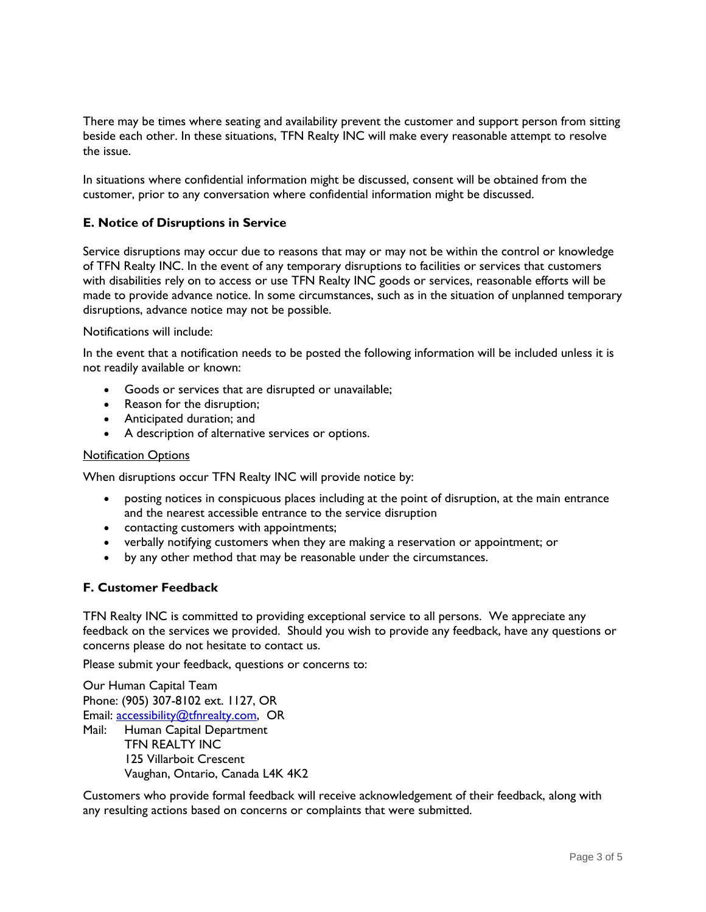There may be times where seating and availability prevent the customer and support person from sitting beside each other. In these situations, TFN Realty INC will make every reasonable attempt to resolve the issue.

In situations where confidential information might be discussed, consent will be obtained from the customer, prior to any conversation where confidential information might be discussed.

### E. Notice of Disruptions in Service

Service disruptions may occur due to reasons that may or may not be within the control or knowledge of TFN Realty INC. In the event of any temporary disruptions to facilities or services that customers with disabilities rely on to access or use TFN Realty INC goods or services, reasonable efforts will be made to provide advance notice. In some circumstances, such as in the situation of unplanned temporary disruptions, advance notice may not be possible.

Notifications will include:

In the event that a notification needs to be posted the following information will be included unless it is not readily available or known:

- Goods or services that are disrupted or unavailable;
- Reason for the disruption;
- Anticipated duration; and
- A description of alternative services or options.

<u>Notification Options</u>

When disruptions occur TFN Realty INC will provide notice by:

- posting notices in conspicuous places including at the point of disruption, at the main entrance and the nearest accessible entrance to the service disruption
- contacting customers with appointments;
- verbally notifying customers when they are making a reservation or appointment; or
- by any other method that may be reasonable under the circumstances.

### F. Customer Feedback

TFN Realty INC is committed to providing exceptional service to all persons. We appreciate any feedback on the services we provided. Should you wish to provide any feedback, have any questions or concerns please do not hesitate to contact us.

Please submit your feedback, questions or concerns to:

Our Human Capital Team
Phone: (905) 307-8102 ext. 1127, OR
Email: [accessibility@tfnrealty.com](mailto:accessibility@tfnrealty.com), OR
Mail: Human Capital Department
TFN REALTY INC
125 Villarboit Crescent
Vaughan, Ontario, Canada L4K 4K2

Customers who provide formal feedback will receive acknowledgement of their feedback, along with any resulting actions based on concerns or complaints that were submitted.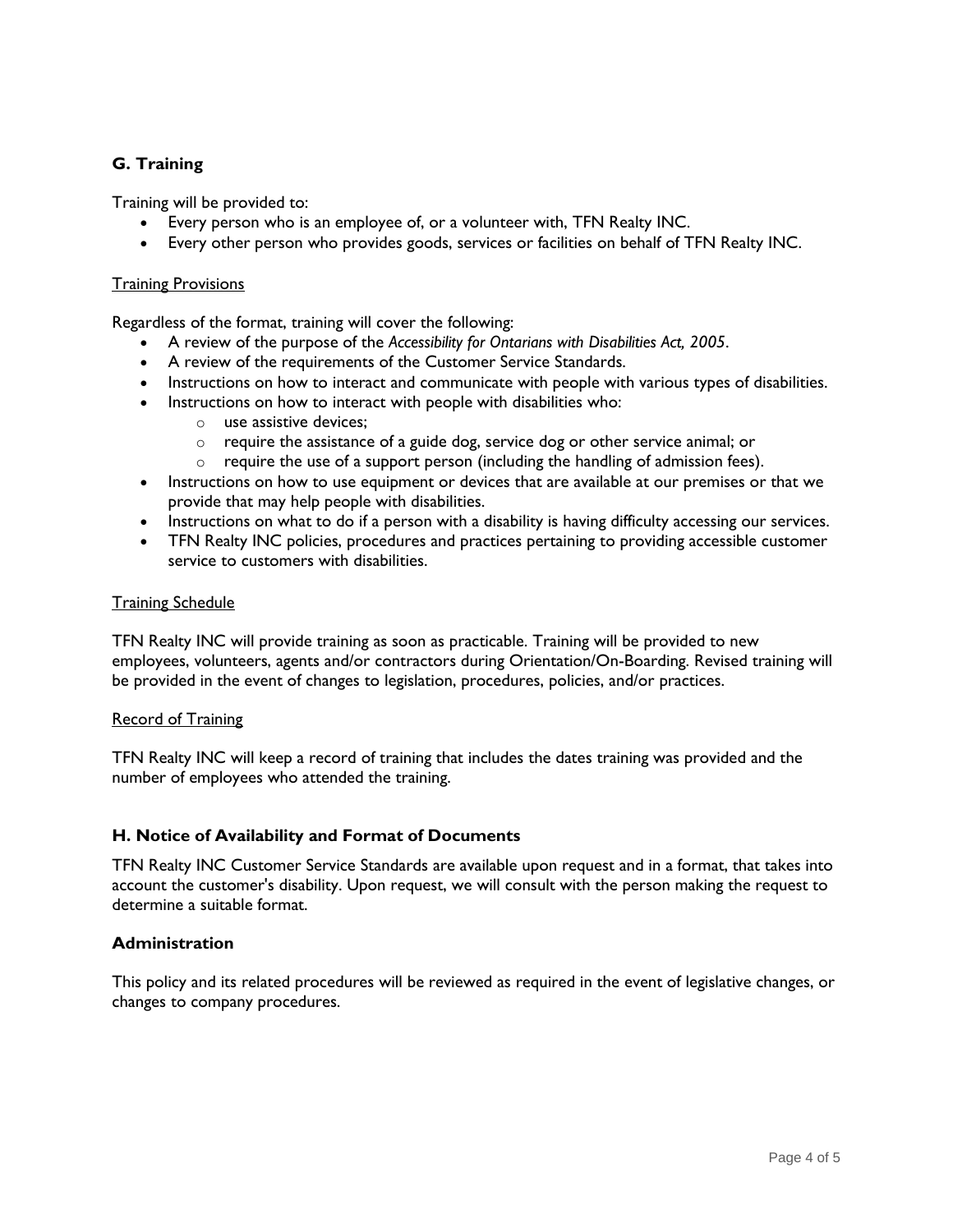## G. Training

Training will be provided to:

- Every person who is an employee of, or a volunteer with, TFN Realty INC.
- Every other person who provides goods, services or facilities on behalf of TFN Realty INC.

### Training Provisions

Regardless of the format, training will cover the following:

- A review of the purpose of the *Accessibility for Ontarians with Disabilities Act, 2005*.
- A review of the requirements of the Customer Service Standards.
- Instructions on how to interact and communicate with people with various types of disabilities.
- Instructions on how to interact with people with disabilities who:
  - use assistive devices;
  - require the assistance of a guide dog, service dog or other service animal; or
  - require the use of a support person (including the handling of admission fees).
- Instructions on how to use equipment or devices that are available at our premises or that we provide that may help people with disabilities.
- Instructions on what to do if a person with a disability is having difficulty accessing our services.
- TFN Realty INC policies, procedures and practices pertaining to providing accessible customer service to customers with disabilities.

### Training Schedule

TFN Realty INC will provide training as soon as practicable. Training will be provided to new employees, volunteers, agents and/or contractors during Orientation/On-Boarding. Revised training will be provided in the event of changes to legislation, procedures, policies, and/or practices.

### Record of Training

TFN Realty INC will keep a record of training that includes the dates training was provided and the number of employees who attended the training.

## H. Notice of Availability and Format of Documents

TFN Realty INC Customer Service Standards are available upon request and in a format, that takes into account the customer's disability. Upon request, we will consult with the person making the request to determine a suitable format.

## Administration

This policy and its related procedures will be reviewed as required in the event of legislative changes, or changes to company procedures.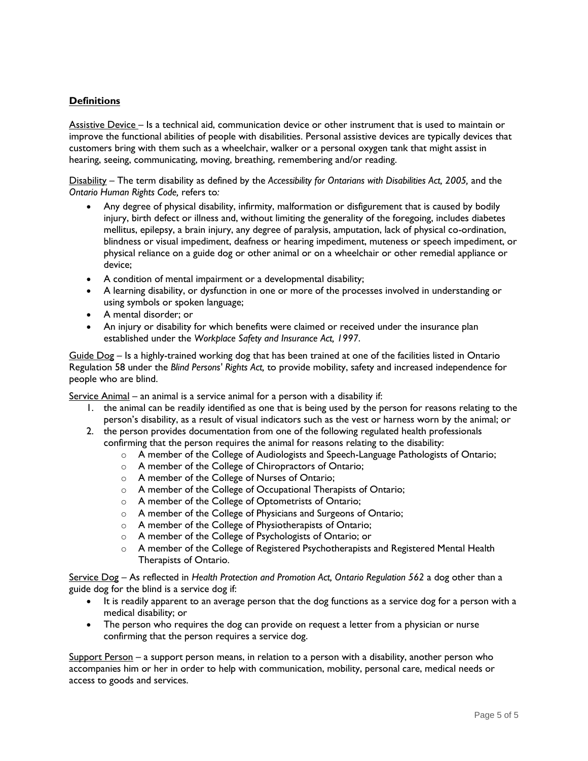**Definitions**

Assistive Device – Is a technical aid, communication device or other instrument that is used to maintain or improve the functional abilities of people with disabilities. Personal assistive devices are typically devices that customers bring with them such as a wheelchair, walker or a personal oxygen tank that might assist in hearing, seeing, communicating, moving, breathing, remembering and/or reading.

Disability – The term disability as defined by the *Accessibility for Ontarians with Disabilities Act, 2005,* and the *Ontario Human Rights Code,* refers to*:*

- Any degree of physical disability, infirmity, malformation or disfigurement that is caused by bodily injury, birth defect or illness and, without limiting the generality of the foregoing, includes diabetes mellitus, epilepsy, a brain injury, any degree of paralysis, amputation, lack of physical co-ordination, blindness or visual impediment, deafness or hearing impediment, muteness or speech impediment, or physical reliance on a guide dog or other animal or on a wheelchair or other remedial appliance or device;
- A condition of mental impairment or a developmental disability;
- A learning disability, or dysfunction in one or more of the processes involved in understanding or using symbols or spoken language;
- A mental disorder; or
- An injury or disability for which benefits were claimed or received under the insurance plan established under the *Workplace Safety and Insurance Act, 1997*.

Guide Dog – Is a highly-trained working dog that has been trained at one of the facilities listed in Ontario Regulation 58 under the *Blind Persons' Rights Act,* to provide mobility, safety and increased independence for people who are blind.

Service Animal – an animal is a service animal for a person with a disability if:

1. the animal can be readily identified as one that is being used by the person for reasons relating to the person's disability, as a result of visual indicators such as the vest or harness worn by the animal; or
2. the person provides documentation from one of the following regulated health professionals confirming that the person requires the animal for reasons relating to the disability:
   - A member of the College of Audiologists and Speech-Language Pathologists of Ontario;
   - A member of the College of Chiropractors of Ontario;
   - A member of the College of Nurses of Ontario;
   - A member of the College of Occupational Therapists of Ontario;
   - A member of the College of Optometrists of Ontario;
   - A member of the College of Physicians and Surgeons of Ontario;
   - A member of the College of Physiotherapists of Ontario;
   - A member of the College of Psychologists of Ontario; or
   - A member of the College of Registered Psychotherapists and Registered Mental Health Therapists of Ontario.

Service Dog – As reflected in *Health Protection and Promotion Act, Ontario Regulation 562* a dog other than a guide dog for the blind is a service dog if:

- It is readily apparent to an average person that the dog functions as a service dog for a person with a medical disability; or
- The person who requires the dog can provide on request a letter from a physician or nurse confirming that the person requires a service dog.

Support Person – a support person means, in relation to a person with a disability, another person who accompanies him or her in order to help with communication, mobility, personal care, medical needs or access to goods and services.